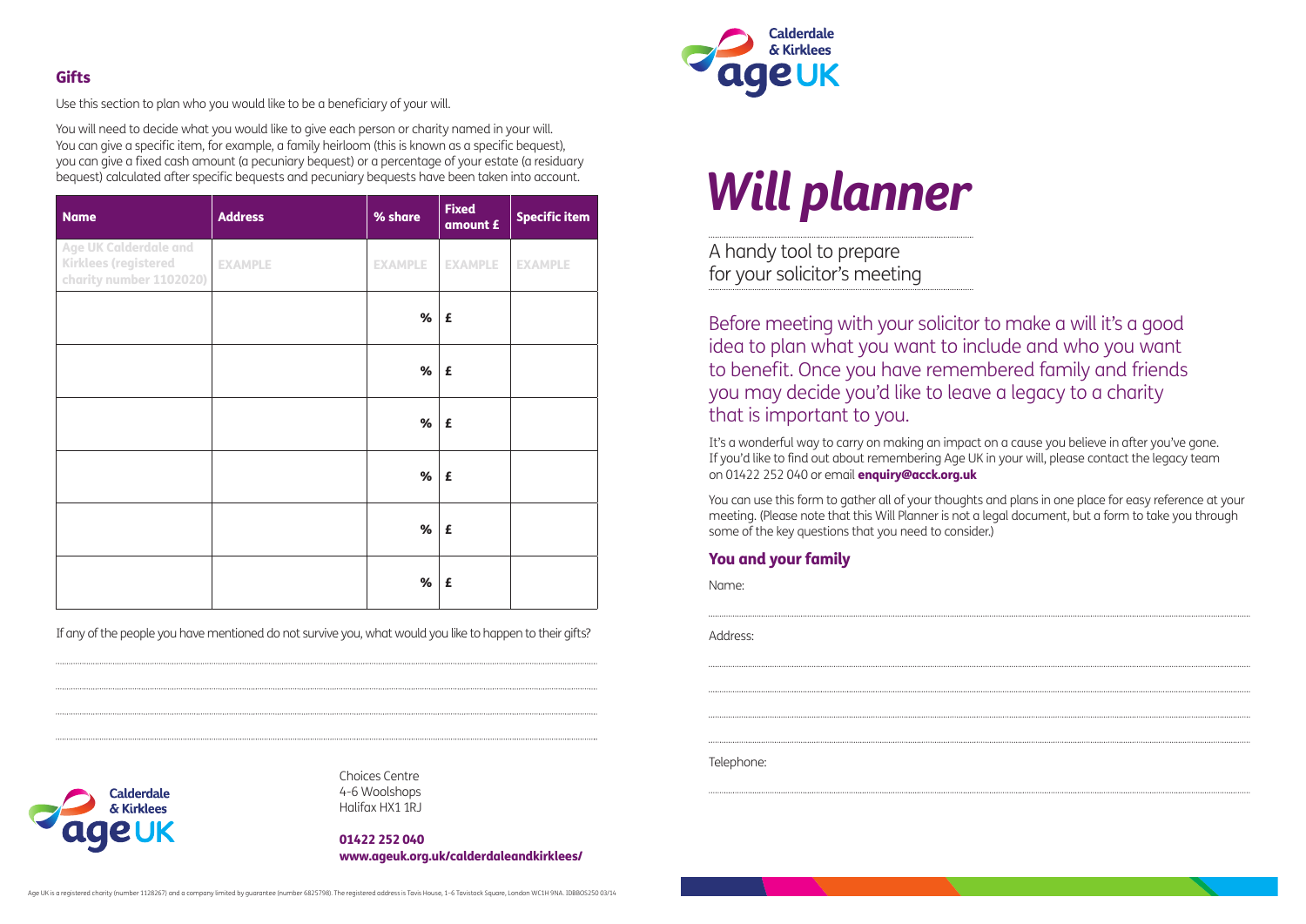## Gifts

Use this section to plan who you would like to be a beneficiary of your will.

You will need to decide what you would like to give each person or charity named in your will. You can give a specific item, for example, a family heirloom (this is known as a specific bequest), you can give a fixed cash amount (a pecuniary bequest) or a percentage of your estate (a residuary bequest) calculated after specific bequests and pecuniary bequests have been taken into account.

| Name | Address | % share | Fixed amount £ | Specific item |
|---|---|---|---|---|
| Age UK Calderdale and Kirklees (registered charity number 1102020) | EXAMPLE | EXAMPLE | EXAMPLE | EXAMPLE |
| | | % | £ | |
| | | % | £ | |
| | | % | £ | |
| | | % | £ | |
| | | % | £ | |
| | | % | £ | |

If any of the people you have mentioned do not survive you, what would you like to happen to their gifts?

..............................................................................................................

..............................................................................................................

..............................................................................................................

..............................................................................................................

Calderdale & Kirklees Age UK

Choices Centre
4-6 Woolshops
Halifax HX1 1RJ

**01422 252 040**
**www.ageuk.org.uk/calderdaleandkirklees/**

Age UK is a registered charity (number 1128267) and a company limited by guarantee (number 6825798). The registered address is Tavis House, 1-6 Tavistock Square, London WC1H 9NA. IDBB0S250 03/14

Calderdale & Kirklees Age UK

# *Will planner*

A handy tool to prepare for your solicitor's meeting

Before meeting with your solicitor to make a will it's a good idea to plan what you want to include and who you want to benefit. Once you have remembered family and friends you may decide you'd like to leave a legacy to a charity that is important to you.

It's a wonderful way to carry on making an impact on a cause you believe in after you've gone. If you'd like to find out about remembering Age UK in your will, please contact the legacy team on 01422 252 040 or email **enquiry@acck.org.uk**

You can use this form to gather all of your thoughts and plans in one place for easy reference at your meeting. (Please note that this Will Planner is not a legal document, but a form to take you through some of the key questions that you need to consider.)

## You and your family

Name:

..............................................................................................................

Address:

..............................................................................................................

..............................................................................................................

..............................................................................................................

..............................................................................................................

Telephone:

..............................................................................................................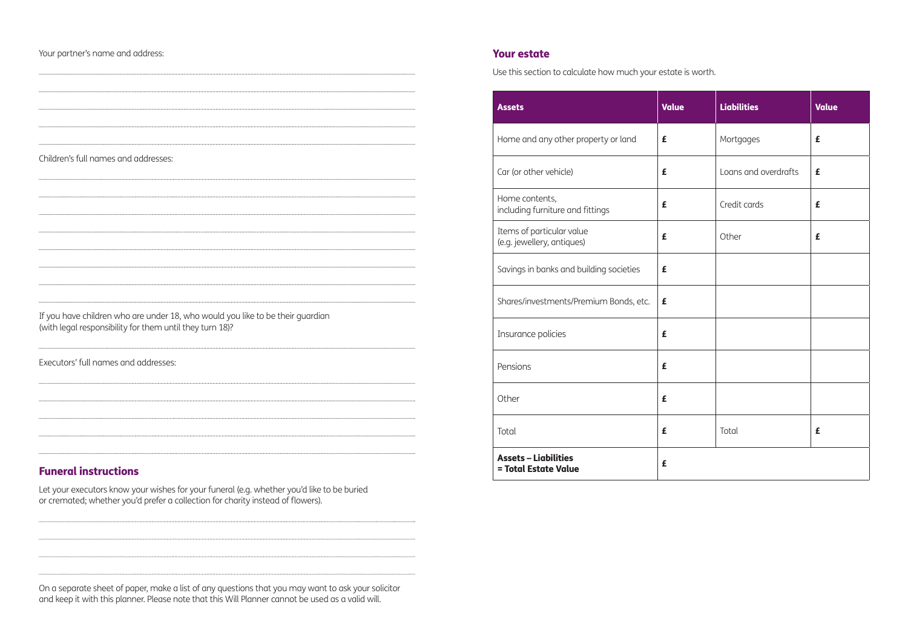Your partner's name and address:

Children's full names and addresses:

If you have children who are under 18, who would you like to be their guardian (with legal responsibility for them until they turn 18)?

Executors' full names and addresses:

## Funeral instructions

Let your executors know your wishes for your funeral (e.g. whether you'd like to be buried or cremated; whether you'd prefer a collection for charity instead of flowers).

On a separate sheet of paper, make a list of any questions that you may want to ask your solicitor and keep it with this planner. Please note that this Will Planner cannot be used as a valid will.

## Your estate

Use this section to calculate how much your estate is worth.

| Assets | Value | Liabilities | Value |
|---|---|---|---|
| Home and any other property or land | £ | Mortgages | £ |
| Car (or other vehicle) | £ | Loans and overdrafts | £ |
| Home contents, including furniture and fittings | £ | Credit cards | £ |
| Items of particular value (e.g. jewellery, antiques) | £ | Other | £ |
| Savings in banks and building societies | £ | | |
| Shares/investments/Premium Bonds, etc. | £ | | |
| Insurance policies | £ | | |
| Pensions | £ | | |
| Other | £ | | |
| Total | £ | Total | £ |
| **Assets – Liabilities = Total Estate Value** | £ | | |